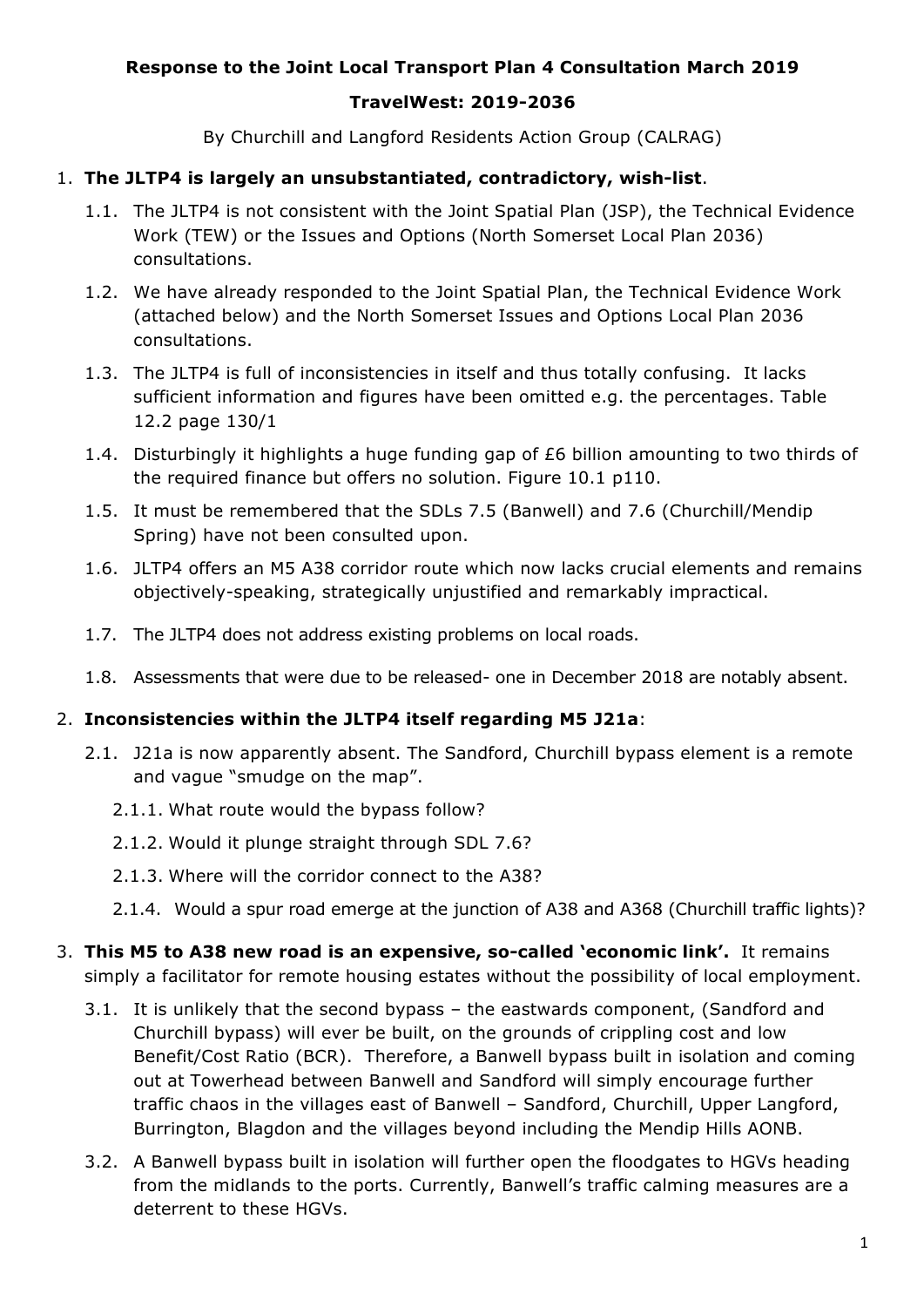**Response to the Joint Local Transport Plan 4 Consultation March 2019**

**TravelWest: 2019-2036**

By Churchill and Langford Residents Action Group (CALRAG)

1. **The JLTP4 is largely an unsubstantiated, contradictory, wish-list**.
   1.1. The JLTP4 is not consistent with the Joint Spatial Plan (JSP), the Technical Evidence Work (TEW) or the Issues and Options (North Somerset Local Plan 2036) consultations.
   1.2. We have already responded to the Joint Spatial Plan, the Technical Evidence Work (attached below) and the North Somerset Issues and Options Local Plan 2036 consultations.
   1.3. The JLTP4 is full of inconsistencies in itself and thus totally confusing. It lacks sufficient information and figures have been omitted e.g. the percentages. Table 12.2 page 130/1
   1.4. Disturbingly it highlights a huge funding gap of £6 billion amounting to two thirds of the required finance but offers no solution. Figure 10.1 p110.
   1.5. It must be remembered that the SDLs 7.5 (Banwell) and 7.6 (Churchill/Mendip Spring) have not been consulted upon.
   1.6. JLTP4 offers an M5 A38 corridor route which now lacks crucial elements and remains objectively-speaking, strategically unjustified and remarkably impractical.
   1.7. The JLTP4 does not address existing problems on local roads.
   1.8. Assessments that were due to be released- one in December 2018 are notably absent.

2. **Inconsistencies within the JLTP4 itself regarding M5 J21a**:
   2.1. J21a is now apparently absent. The Sandford, Churchill bypass element is a remote and vague "smudge on the map".
      2.1.1. What route would the bypass follow?
      2.1.2. Would it plunge straight through SDL 7.6?
      2.1.3. Where will the corridor connect to the A38?
      2.1.4. Would a spur road emerge at the junction of A38 and A368 (Churchill traffic lights)?

3. **This M5 to A38 new road is an expensive, so-called 'economic link'.** It remains simply a facilitator for remote housing estates without the possibility of local employment.
   3.1. It is unlikely that the second bypass – the eastwards component, (Sandford and Churchill bypass) will ever be built, on the grounds of crippling cost and low Benefit/Cost Ratio (BCR). Therefore, a Banwell bypass built in isolation and coming out at Towerhead between Banwell and Sandford will simply encourage further traffic chaos in the villages east of Banwell – Sandford, Churchill, Upper Langford, Burrington, Blagdon and the villages beyond including the Mendip Hills AONB.
   3.2. A Banwell bypass built in isolation will further open the floodgates to HGVs heading from the midlands to the ports. Currently, Banwell's traffic calming measures are a deterrent to these HGVs.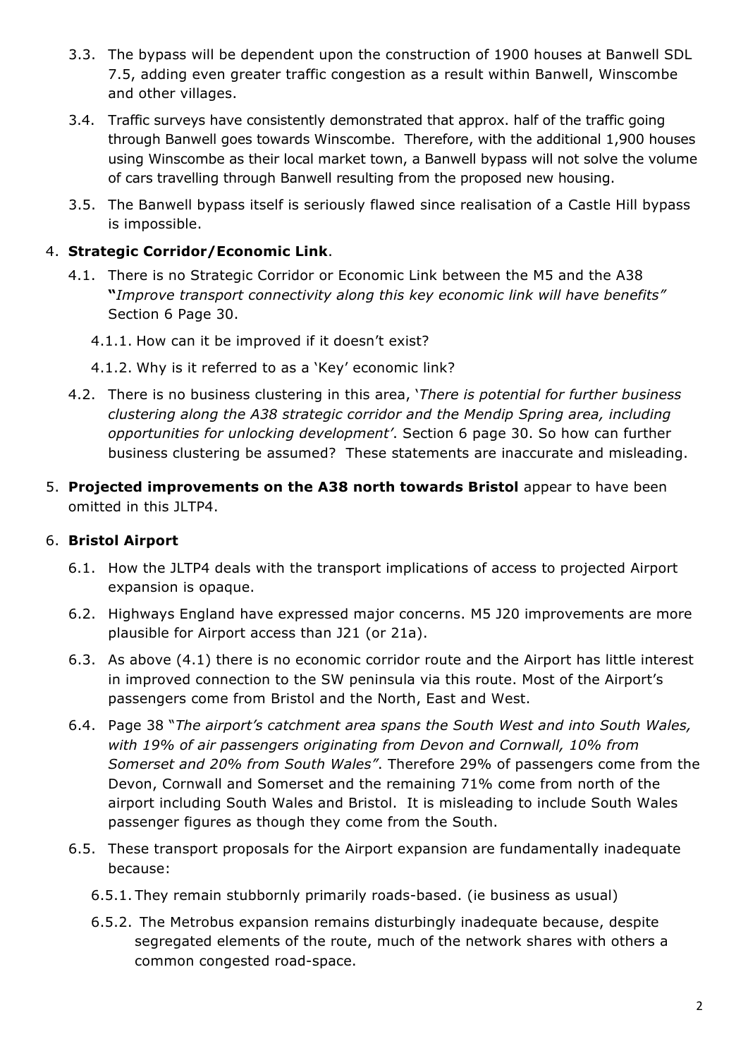3.3. The bypass will be dependent upon the construction of 1900 houses at Banwell SDL 7.5, adding even greater traffic congestion as a result within Banwell, Winscombe and other villages.

3.4. Traffic surveys have consistently demonstrated that approx. half of the traffic going through Banwell goes towards Winscombe. Therefore, with the additional 1,900 houses using Winscombe as their local market town, a Banwell bypass will not solve the volume of cars travelling through Banwell resulting from the proposed new housing.

3.5. The Banwell bypass itself is seriously flawed since realisation of a Castle Hill bypass is impossible.

4. **Strategic Corridor/Economic Link**.

   4.1. There is no Strategic Corridor or Economic Link between the M5 and the A38 **"***Improve transport connectivity along this key economic link will have benefits"* Section 6 Page 30.

   4.1.1. How can it be improved if it doesn't exist?

   4.1.2. Why is it referred to as a 'Key' economic link?

   4.2. There is no business clustering in this area, '*There is potential for further business clustering along the A38 strategic corridor and the Mendip Spring area, including opportunities for unlocking development'*. Section 6 page 30. So how can further business clustering be assumed? These statements are inaccurate and misleading.

5. **Projected improvements on the A38 north towards Bristol** appear to have been omitted in this JLTP4.

6. **Bristol Airport**

   6.1. How the JLTP4 deals with the transport implications of access to projected Airport expansion is opaque.

   6.2. Highways England have expressed major concerns. M5 J20 improvements are more plausible for Airport access than J21 (or 21a).

   6.3. As above (4.1) there is no economic corridor route and the Airport has little interest in improved connection to the SW peninsula via this route. Most of the Airport's passengers come from Bristol and the North, East and West.

   6.4. Page 38 "*The airport's catchment area spans the South West and into South Wales, with 19% of air passengers originating from Devon and Cornwall, 10% from Somerset and 20% from South Wales"*. Therefore 29% of passengers come from the Devon, Cornwall and Somerset and the remaining 71% come from north of the airport including South Wales and Bristol. It is misleading to include South Wales passenger figures as though they come from the South.

   6.5. These transport proposals for the Airport expansion are fundamentally inadequate because:

   6.5.1. They remain stubbornly primarily roads-based. (ie business as usual)

   6.5.2. The Metrobus expansion remains disturbingly inadequate because, despite segregated elements of the route, much of the network shares with others a common congested road-space.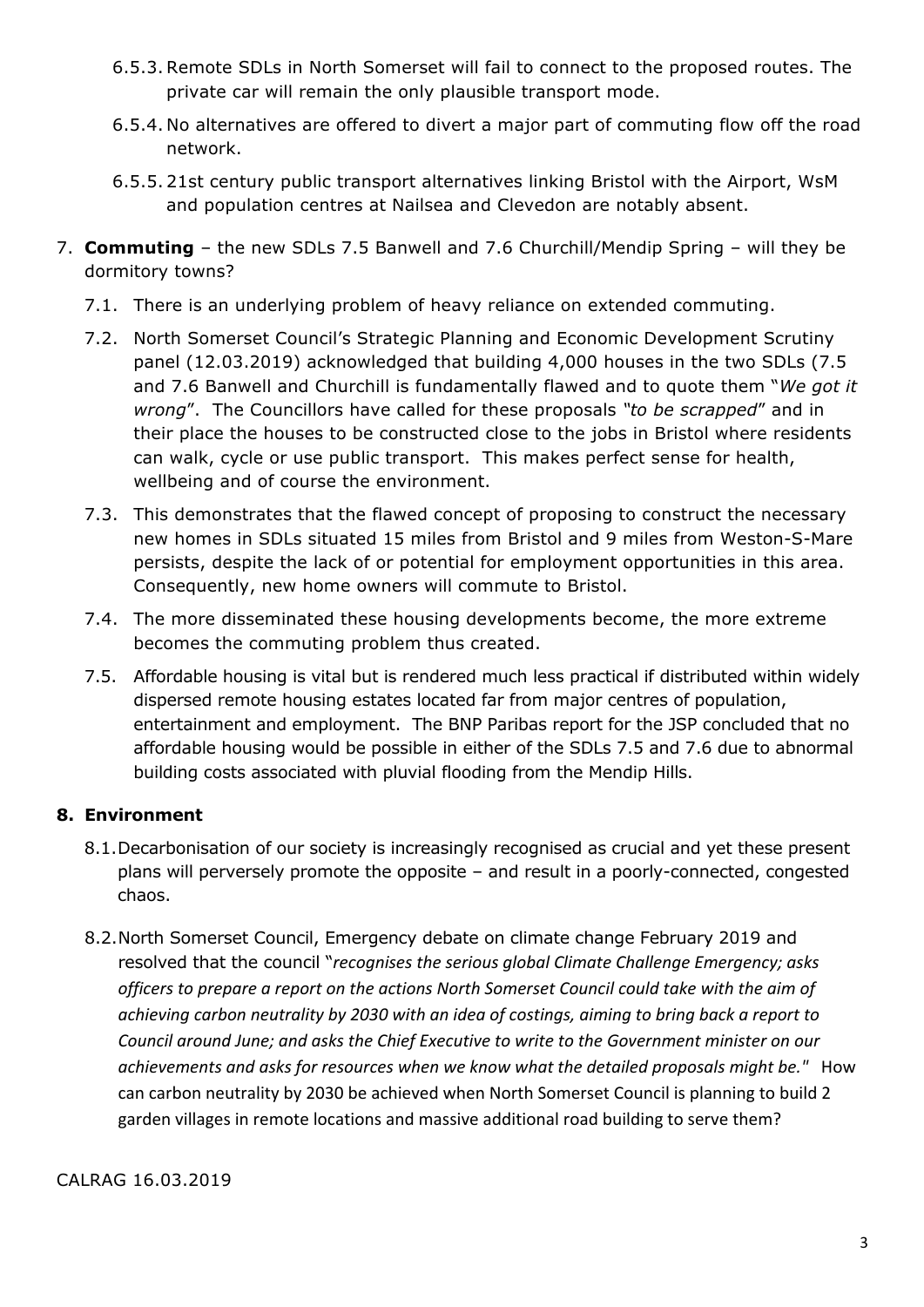6.5.3. Remote SDLs in North Somerset will fail to connect to the proposed routes. The private car will remain the only plausible transport mode.

6.5.4. No alternatives are offered to divert a major part of commuting flow off the road network.

6.5.5. 21st century public transport alternatives linking Bristol with the Airport, WsM and population centres at Nailsea and Clevedon are notably absent.

7. **Commuting** – the new SDLs 7.5 Banwell and 7.6 Churchill/Mendip Spring – will they be dormitory towns?

7.1. There is an underlying problem of heavy reliance on extended commuting.

7.2. North Somerset Council's Strategic Planning and Economic Development Scrutiny panel (12.03.2019) acknowledged that building 4,000 houses in the two SDLs (7.5 and 7.6 Banwell and Churchill is fundamentally flawed and to quote them "*We got it wrong*". The Councillors have called for these proposals *"to be scrapped"* and in their place the houses to be constructed close to the jobs in Bristol where residents can walk, cycle or use public transport. This makes perfect sense for health, wellbeing and of course the environment.

7.3. This demonstrates that the flawed concept of proposing to construct the necessary new homes in SDLs situated 15 miles from Bristol and 9 miles from Weston-S-Mare persists, despite the lack of or potential for employment opportunities in this area. Consequently, new home owners will commute to Bristol.

7.4. The more disseminated these housing developments become, the more extreme becomes the commuting problem thus created.

7.5. Affordable housing is vital but is rendered much less practical if distributed within widely dispersed remote housing estates located far from major centres of population, entertainment and employment. The BNP Paribas report for the JSP concluded that no affordable housing would be possible in either of the SDLs 7.5 and 7.6 due to abnormal building costs associated with pluvial flooding from the Mendip Hills.

**8. Environment**

8.1. Decarbonisation of our society is increasingly recognised as crucial and yet these present plans will perversely promote the opposite – and result in a poorly-connected, congested chaos.

8.2. North Somerset Council, Emergency debate on climate change February 2019 and resolved that the council "*recognises the serious global Climate Challenge Emergency; asks officers to prepare a report on the actions North Somerset Council could take with the aim of achieving carbon neutrality by 2030 with an idea of costings, aiming to bring back a report to Council around June; and asks the Chief Executive to write to the Government minister on our achievements and asks for resources when we know what the detailed proposals might be.*" How can carbon neutrality by 2030 be achieved when North Somerset Council is planning to build 2 garden villages in remote locations and massive additional road building to serve them?

CALRAG 16.03.2019